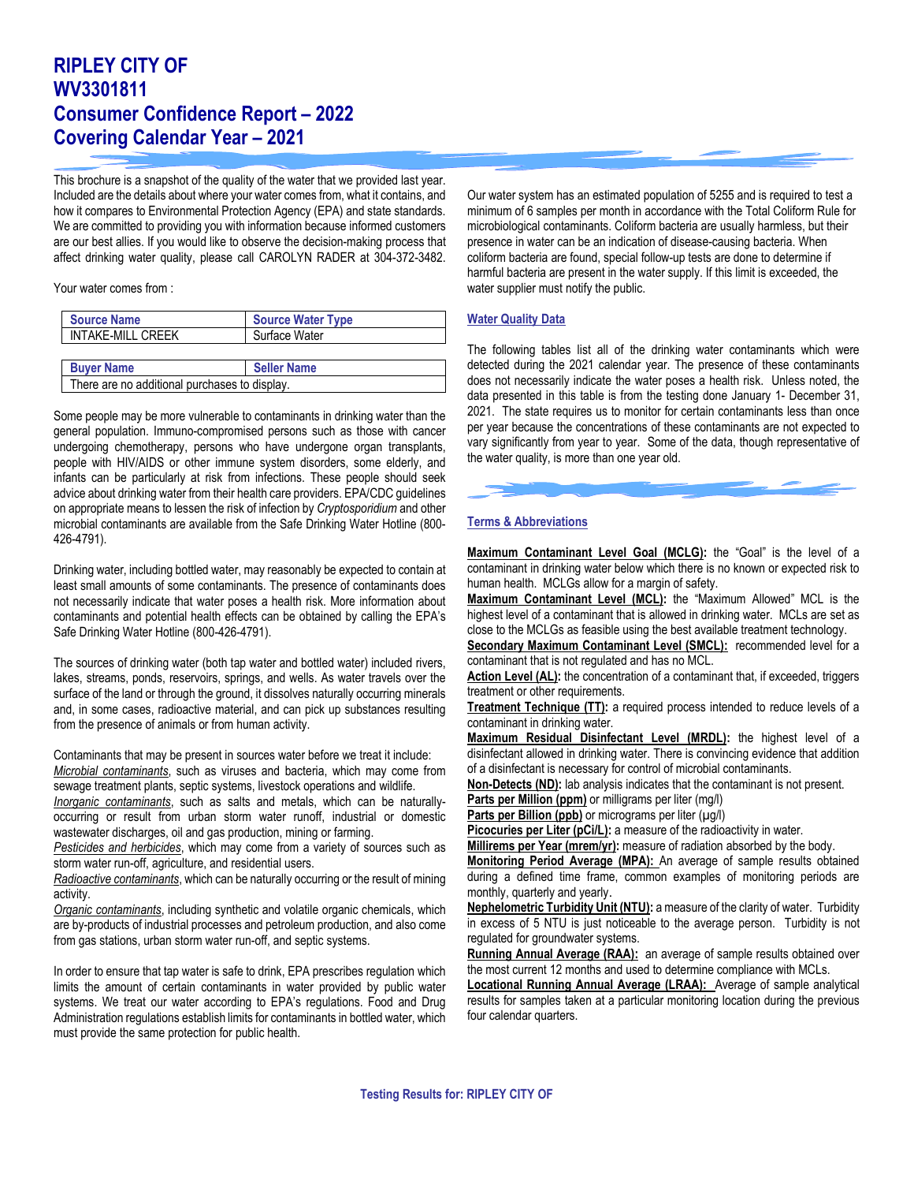# RIPLEY CITY OF
# WV3301811
# Consumer Confidence Report – 2022
# Covering Calendar Year – 2021

This brochure is a snapshot of the quality of the water that we provided last year. Included are the details about where your water comes from, what it contains, and how it compares to Environmental Protection Agency (EPA) and state standards. We are committed to providing you with information because informed customers are our best allies. If you would like to observe the decision-making process that affect drinking water quality, please call CAROLYN RADER at 304-372-3482.

Your water comes from :

| Source Name | Source Water Type |
|---|---|
| INTAKE-MILL CREEK | Surface Water |

| Buyer Name | Seller Name |
|---|---|
| There are no additional purchases to display. | |

Some people may be more vulnerable to contaminants in drinking water than the general population. Immuno-compromised persons such as those with cancer undergoing chemotherapy, persons who have undergone organ transplants, people with HIV/AIDS or other immune system disorders, some elderly, and infants can be particularly at risk from infections. These people should seek advice about drinking water from their health care providers. EPA/CDC guidelines on appropriate means to lessen the risk of infection by *Cryptosporidium* and other microbial contaminants are available from the Safe Drinking Water Hotline (800-426-4791).

Drinking water, including bottled water, may reasonably be expected to contain at least small amounts of some contaminants. The presence of contaminants does not necessarily indicate that water poses a health risk. More information about contaminants and potential health effects can be obtained by calling the EPA's Safe Drinking Water Hotline (800-426-4791).

The sources of drinking water (both tap water and bottled water) included rivers, lakes, streams, ponds, reservoirs, springs, and wells. As water travels over the surface of the land or through the ground, it dissolves naturally occurring minerals and, in some cases, radioactive material, and can pick up substances resulting from the presence of animals or from human activity.

Contaminants that may be present in sources water before we treat it include:
*Microbial contaminants*, such as viruses and bacteria, which may come from sewage treatment plants, septic systems, livestock operations and wildlife.
*Inorganic contaminants*, such as salts and metals, which can be naturally-occurring or result from urban storm water runoff, industrial or domestic wastewater discharges, oil and gas production, mining or farming.
*Pesticides and herbicides*, which may come from a variety of sources such as storm water run-off, agriculture, and residential users.
*Radioactive contaminants*, which can be naturally occurring or the result of mining activity.
*Organic contaminants*, including synthetic and volatile organic chemicals, which are by-products of industrial processes and petroleum production, and also come from gas stations, urban storm water run-off, and septic systems.

In order to ensure that tap water is safe to drink, EPA prescribes regulation which limits the amount of certain contaminants in water provided by public water systems. We treat our water according to EPA's regulations. Food and Drug Administration regulations establish limits for contaminants in bottled water, which must provide the same protection for public health.

Our water system has an estimated population of 5255 and is required to test a minimum of 6 samples per month in accordance with the Total Coliform Rule for microbiological contaminants. Coliform bacteria are usually harmless, but their presence in water can be an indication of disease-causing bacteria. When coliform bacteria are found, special follow-up tests are done to determine if harmful bacteria are present in the water supply. If this limit is exceeded, the water supplier must notify the public.

## Water Quality Data

The following tables list all of the drinking water contaminants which were detected during the 2021 calendar year. The presence of these contaminants does not necessarily indicate the water poses a health risk. Unless noted, the data presented in this table is from the testing done January 1- December 31, 2021. The state requires us to monitor for certain contaminants less than once per year because the concentrations of these contaminants are not expected to vary significantly from year to year. Some of the data, though representative of the water quality, is more than one year old.

## Terms & Abbreviations

**Maximum Contaminant Level Goal (MCLG):** the "Goal" is the level of a contaminant in drinking water below which there is no known or expected risk to human health. MCLGs allow for a margin of safety.
**Maximum Contaminant Level (MCL):** the "Maximum Allowed" MCL is the highest level of a contaminant that is allowed in drinking water. MCLs are set as close to the MCLGs as feasible using the best available treatment technology.
**Secondary Maximum Contaminant Level (SMCL):** recommended level for a contaminant that is not regulated and has no MCL.
**Action Level (AL):** the concentration of a contaminant that, if exceeded, triggers treatment or other requirements.
**Treatment Technique (TT):** a required process intended to reduce levels of a contaminant in drinking water.
**Maximum Residual Disinfectant Level (MRDL):** the highest level of a disinfectant allowed in drinking water. There is convincing evidence that addition of a disinfectant is necessary for control of microbial contaminants.
**Non-Detects (ND):** lab analysis indicates that the contaminant is not present.
**Parts per Million (ppm)** or milligrams per liter (mg/l)
**Parts per Billion (ppb)** or micrograms per liter (µg/l)
**Picocuries per Liter (pCi/L):** a measure of the radioactivity in water.
**Millirems per Year (mrem/yr):** measure of radiation absorbed by the body.
**Monitoring Period Average (MPA):** An average of sample results obtained during a defined time frame, common examples of monitoring periods are monthly, quarterly and yearly.
**Nephelometric Turbidity Unit (NTU):** a measure of the clarity of water. Turbidity in excess of 5 NTU is just noticeable to the average person. Turbidity is not regulated for groundwater systems.
**Running Annual Average (RAA):** an average of sample results obtained over the most current 12 months and used to determine compliance with MCLs.
**Locational Running Annual Average (LRAA):** Average of sample analytical results for samples taken at a particular monitoring location during the previous four calendar quarters.

**Testing Results for: RIPLEY CITY OF**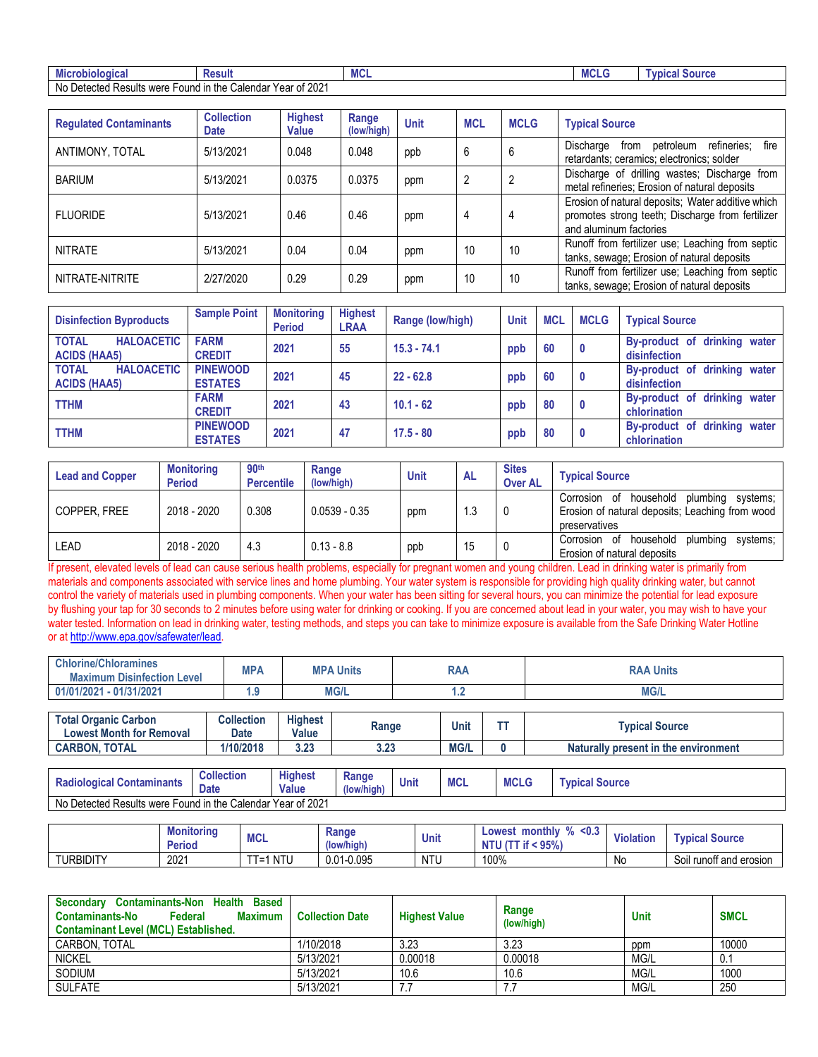| Microbiological | Result | MCL | MCLG | Typical Source |
|---|---|---|---|---|
| No Detected Results were Found in the Calendar Year of 2021 | | | | |

| Regulated Contaminants | Collection Date | Highest Value | Range (low/high) | Unit | MCL | MCLG | Typical Source |
|---|---|---|---|---|---|---|---|
| ANTIMONY, TOTAL | 5/13/2021 | 0.048 | 0.048 | ppb | 6 | 6 | Discharge from petroleum refineries; fire retardants; ceramics; electronics; solder |
| BARIUM | 5/13/2021 | 0.0375 | 0.0375 | ppm | 2 | 2 | Discharge of drilling wastes; Discharge from metal refineries; Erosion of natural deposits |
| FLUORIDE | 5/13/2021 | 0.46 | 0.46 | ppm | 4 | 4 | Erosion of natural deposits; Water additive which promotes strong teeth; Discharge from fertilizer and aluminum factories |
| NITRATE | 5/13/2021 | 0.04 | 0.04 | ppm | 10 | 10 | Runoff from fertilizer use; Leaching from septic tanks, sewage; Erosion of natural deposits |
| NITRATE-NITRITE | 2/27/2020 | 0.29 | 0.29 | ppm | 10 | 10 | Runoff from fertilizer use; Leaching from septic tanks, sewage; Erosion of natural deposits |

| Disinfection Byproducts | Sample Point | Monitoring Period | Highest LRAA | Range (low/high) | Unit | MCL | MCLG | Typical Source |
|---|---|---|---|---|---|---|---|---|
| TOTAL HALOACETIC ACIDS (HAA5) | FARM CREDIT | 2021 | 55 | 15.3 - 74.1 | ppb | 60 | 0 | By-product of drinking water disinfection |
| TOTAL HALOACETIC ACIDS (HAA5) | PINEWOOD ESTATES | 2021 | 45 | 22 - 62.8 | ppb | 60 | 0 | By-product of drinking water disinfection |
| TTHM | FARM CREDIT | 2021 | 43 | 10.1 - 62 | ppb | 80 | 0 | By-product of drinking water chlorination |
| TTHM | PINEWOOD ESTATES | 2021 | 47 | 17.5 - 80 | ppb | 80 | 0 | By-product of drinking water chlorination |

| Lead and Copper | Monitoring Period | 90th Percentile | Range (low/high) | Unit | AL | Sites Over AL | Typical Source |
|---|---|---|---|---|---|---|---|
| COPPER, FREE | 2018 - 2020 | 0.308 | 0.0539 - 0.35 | ppm | 1.3 | 0 | Corrosion of household plumbing systems; Erosion of natural deposits; Leaching from wood preservatives |
| LEAD | 2018 - 2020 | 4.3 | 0.13 - 8.8 | ppb | 15 | 0 | Corrosion of household plumbing systems; Erosion of natural deposits |

If present, elevated levels of lead can cause serious health problems, especially for pregnant women and young children. Lead in drinking water is primarily from materials and components associated with service lines and home plumbing. Your water system is responsible for providing high quality drinking water, but cannot control the variety of materials used in plumbing components. When your water has been sitting for several hours, you can minimize the potential for lead exposure by flushing your tap for 30 seconds to 2 minutes before using water for drinking or cooking. If you are concerned about lead in your water, you may wish to have your water tested. Information on lead in drinking water, testing methods, and steps you can take to minimize exposure is available from the Safe Drinking Water Hotline or at http://www.epa.gov/safewater/lead.

| Chlorine/Chloramines Maximum Disinfection Level | MPA | MPA Units | RAA | RAA Units |
|---|---|---|---|---|
| 01/01/2021 - 01/31/2021 | 1.9 | MG/L | 1.2 | MG/L |

| Total Organic Carbon Lowest Month for Removal | Collection Date | Highest Value | Range | Unit | TT | Typical Source |
|---|---|---|---|---|---|---|
| CARBON, TOTAL | 1/10/2018 | 3.23 | 3.23 | MG/L | 0 | Naturally present in the environment |

| Radiological Contaminants | Collection Date | Highest Value | Range (low/high) | Unit | MCL | MCLG | Typical Source |
|---|---|---|---|---|---|---|---|
| No Detected Results were Found in the Calendar Year of 2021 | | | | | | | |

| | Monitoring Period | MCL | Range (low/high) | Unit | Lowest monthly % <0.3 NTU (TT if < 95%) | Violation | Typical Source |
|---|---|---|---|---|---|---|---|
| TURBIDITY | 2021 | TT=1 NTU | 0.01-0.095 | NTU | 100% | No | Soil runoff and erosion |

| Secondary Contaminants-Non Health Based Contaminants-No Federal Maximum Contaminant Level (MCL) Established. | Collection Date | Highest Value | Range (low/high) | Unit | SMCL |
|---|---|---|---|---|---|
| CARBON, TOTAL | 1/10/2018 | 3.23 | 3.23 | ppm | 10000 |
| NICKEL | 5/13/2021 | 0.00018 | 0.00018 | MG/L | 0.1 |
| SODIUM | 5/13/2021 | 10.6 | 10.6 | MG/L | 1000 |
| SULFATE | 5/13/2021 | 7.7 | 7.7 | MG/L | 250 |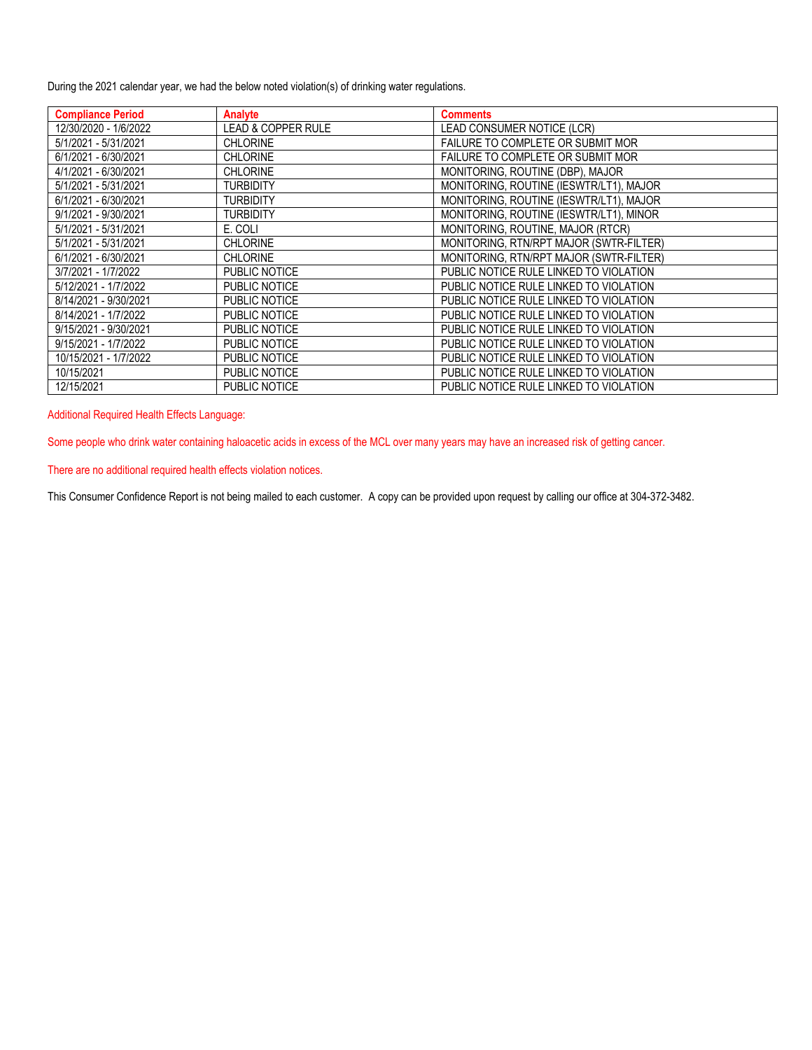During the 2021 calendar year, we had the below noted violation(s) of drinking water regulations.

| Compliance Period | Analyte | Comments |
|---|---|---|
| 12/30/2020 - 1/6/2022 | LEAD & COPPER RULE | LEAD CONSUMER NOTICE (LCR) |
| 5/1/2021 - 5/31/2021 | CHLORINE | FAILURE TO COMPLETE OR SUBMIT MOR |
| 6/1/2021 - 6/30/2021 | CHLORINE | FAILURE TO COMPLETE OR SUBMIT MOR |
| 4/1/2021 - 6/30/2021 | CHLORINE | MONITORING, ROUTINE (DBP), MAJOR |
| 5/1/2021 - 5/31/2021 | TURBIDITY | MONITORING, ROUTINE (IESWTR/LT1), MAJOR |
| 6/1/2021 - 6/30/2021 | TURBIDITY | MONITORING, ROUTINE (IESWTR/LT1), MAJOR |
| 9/1/2021 - 9/30/2021 | TURBIDITY | MONITORING, ROUTINE (IESWTR/LT1), MINOR |
| 5/1/2021 - 5/31/2021 | E. COLI | MONITORING, ROUTINE, MAJOR (RTCR) |
| 5/1/2021 - 5/31/2021 | CHLORINE | MONITORING, RTN/RPT MAJOR (SWTR-FILTER) |
| 6/1/2021 - 6/30/2021 | CHLORINE | MONITORING, RTN/RPT MAJOR (SWTR-FILTER) |
| 3/7/2021 - 1/7/2022 | PUBLIC NOTICE | PUBLIC NOTICE RULE LINKED TO VIOLATION |
| 5/12/2021 - 1/7/2022 | PUBLIC NOTICE | PUBLIC NOTICE RULE LINKED TO VIOLATION |
| 8/14/2021 - 9/30/2021 | PUBLIC NOTICE | PUBLIC NOTICE RULE LINKED TO VIOLATION |
| 8/14/2021 - 1/7/2022 | PUBLIC NOTICE | PUBLIC NOTICE RULE LINKED TO VIOLATION |
| 9/15/2021 - 9/30/2021 | PUBLIC NOTICE | PUBLIC NOTICE RULE LINKED TO VIOLATION |
| 9/15/2021 - 1/7/2022 | PUBLIC NOTICE | PUBLIC NOTICE RULE LINKED TO VIOLATION |
| 10/15/2021 - 1/7/2022 | PUBLIC NOTICE | PUBLIC NOTICE RULE LINKED TO VIOLATION |
| 10/15/2021 | PUBLIC NOTICE | PUBLIC NOTICE RULE LINKED TO VIOLATION |
| 12/15/2021 | PUBLIC NOTICE | PUBLIC NOTICE RULE LINKED TO VIOLATION |

Additional Required Health Effects Language:

Some people who drink water containing haloacetic acids in excess of the MCL over many years may have an increased risk of getting cancer.

There are no additional required health effects violation notices.

This Consumer Confidence Report is not being mailed to each customer. A copy can be provided upon request by calling our office at 304-372-3482.